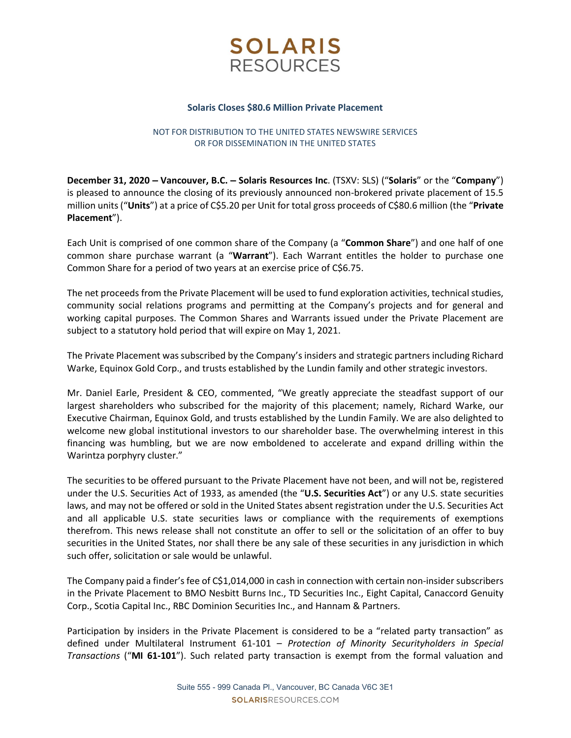# SOLARIS RESOURCES

## Solaris Closes $80.6 Million Private Placement

NOT FOR DISTRIBUTION TO THE UNITED STATES NEWSWIRE SERVICES
OR FOR DISSEMINATION IN THE UNITED STATES

**December 31, 2020 – Vancouver, B.C. – Solaris Resources Inc**. (TSXV: SLS) ("**Solaris**" or the "**Company**") is pleased to announce the closing of its previously announced non-brokered private placement of 15.5 million units ("**Units**") at a price of C$5.20 per Unit for total gross proceeds of C$80.6 million (the "**Private Placement**").

Each Unit is comprised of one common share of the Company (a "**Common Share**") and one half of one common share purchase warrant (a "**Warrant**"). Each Warrant entitles the holder to purchase one Common Share for a period of two years at an exercise price of C$6.75.

The net proceeds from the Private Placement will be used to fund exploration activities, technical studies, community social relations programs and permitting at the Company's projects and for general and working capital purposes. The Common Shares and Warrants issued under the Private Placement are subject to a statutory hold period that will expire on May 1, 2021.

The Private Placement was subscribed by the Company's insiders and strategic partners including Richard Warke, Equinox Gold Corp., and trusts established by the Lundin family and other strategic investors.

Mr. Daniel Earle, President & CEO, commented, "We greatly appreciate the steadfast support of our largest shareholders who subscribed for the majority of this placement; namely, Richard Warke, our Executive Chairman, Equinox Gold, and trusts established by the Lundin Family. We are also delighted to welcome new global institutional investors to our shareholder base. The overwhelming interest in this financing was humbling, but we are now emboldened to accelerate and expand drilling within the Warintza porphyry cluster."

The securities to be offered pursuant to the Private Placement have not been, and will not be, registered under the U.S. Securities Act of 1933, as amended (the "**U.S. Securities Act**") or any U.S. state securities laws, and may not be offered or sold in the United States absent registration under the U.S. Securities Act and all applicable U.S. state securities laws or compliance with the requirements of exemptions therefrom. This news release shall not constitute an offer to sell or the solicitation of an offer to buy securities in the United States, nor shall there be any sale of these securities in any jurisdiction in which such offer, solicitation or sale would be unlawful.

The Company paid a finder's fee of C$1,014,000 in cash in connection with certain non-insider subscribers in the Private Placement to BMO Nesbitt Burns Inc., TD Securities Inc., Eight Capital, Canaccord Genuity Corp., Scotia Capital Inc., RBC Dominion Securities Inc., and Hannam & Partners.

Participation by insiders in the Private Placement is considered to be a "related party transaction" as defined under Multilateral Instrument 61-101 – *Protection of Minority Securityholders in Special Transactions* ("**MI 61-101**"). Such related party transaction is exempt from the formal valuation and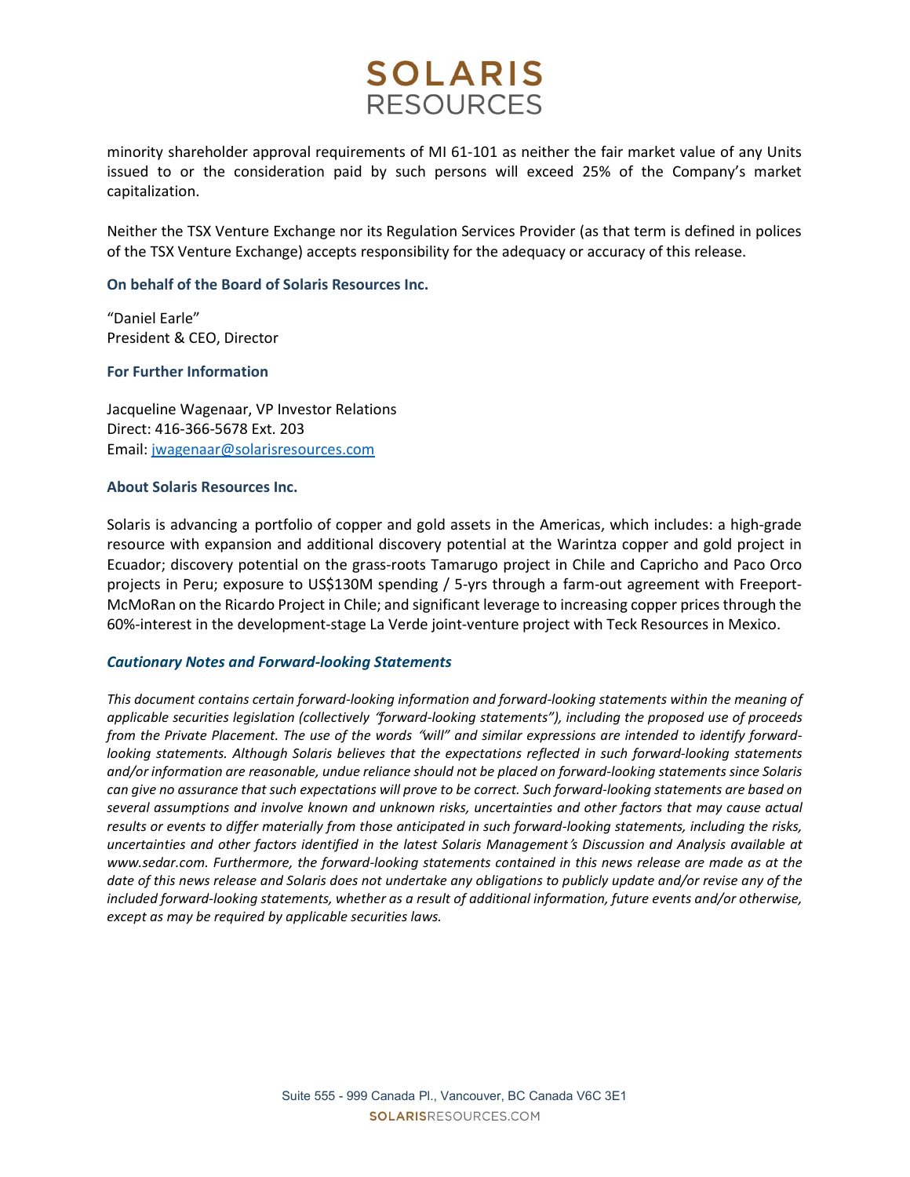minority shareholder approval requirements of MI 61-101 as neither the fair market value of any Units issued to or the consideration paid by such persons will exceed 25% of the Company's market capitalization.

Neither the TSX Venture Exchange nor its Regulation Services Provider (as that term is defined in polices of the TSX Venture Exchange) accepts responsibility for the adequacy or accuracy of this release.

**On behalf of the Board of Solaris Resources Inc.**

"Daniel Earle"
President & CEO, Director

**For Further Information**

Jacqueline Wagenaar, VP Investor Relations
Direct: 416-366-5678 Ext. 203
Email: jwagenaar@solarisresources.com

**About Solaris Resources Inc.**

Solaris is advancing a portfolio of copper and gold assets in the Americas, which includes: a high-grade resource with expansion and additional discovery potential at the Warintza copper and gold project in Ecuador; discovery potential on the grass-roots Tamarugo project in Chile and Capricho and Paco Orco projects in Peru; exposure to US$130M spending / 5-yrs through a farm-out agreement with Freeport-McMoRan on the Ricardo Project in Chile; and significant leverage to increasing copper prices through the 60%-interest in the development-stage La Verde joint-venture project with Teck Resources in Mexico.

***Cautionary Notes and Forward-looking Statements***

*This document contains certain forward-looking information and forward-looking statements within the meaning of applicable securities legislation (collectively "forward-looking statements"), including the proposed use of proceeds from the Private Placement. The use of the words "will" and similar expressions are intended to identify forward-looking statements. Although Solaris believes that the expectations reflected in such forward-looking statements and/or information are reasonable, undue reliance should not be placed on forward-looking statements since Solaris can give no assurance that such expectations will prove to be correct. Such forward-looking statements are based on several assumptions and involve known and unknown risks, uncertainties and other factors that may cause actual results or events to differ materially from those anticipated in such forward-looking statements, including the risks, uncertainties and other factors identified in the latest Solaris Management's Discussion and Analysis available at www.sedar.com. Furthermore, the forward-looking statements contained in this news release are made as at the date of this news release and Solaris does not undertake any obligations to publicly update and/or revise any of the included forward-looking statements, whether as a result of additional information, future events and/or otherwise, except as may be required by applicable securities laws.*